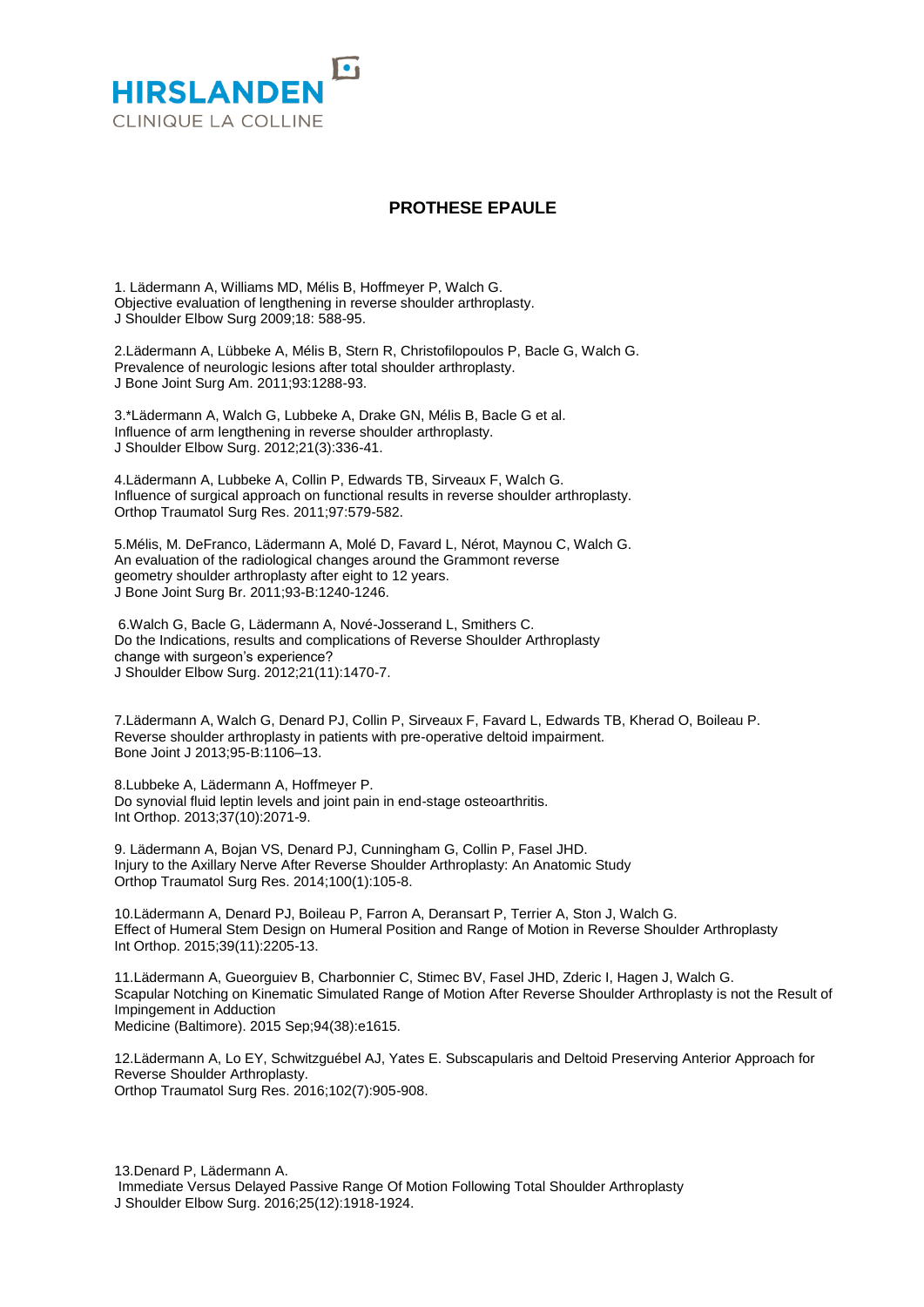HIRSLANDEN
CLINIQUE LA COLLINE

# PROTHESE EPAULE

1. Lädermann A, Williams MD, Mélis B, Hoffmeyer P, Walch G.
Objective evaluation of lengthening in reverse shoulder arthroplasty.
J Shoulder Elbow Surg 2009;18: 588-95.

2.Lädermann A, Lübbeke A, Mélis B, Stern R, Christofilopoulos P, Bacle G, Walch G.
Prevalence of neurologic lesions after total shoulder arthroplasty.
J Bone Joint Surg Am. 2011;93:1288-93.

3.*Lädermann A, Walch G, Lubbeke A, Drake GN, Mélis B, Bacle G et al.
Influence of arm lengthening in reverse shoulder arthroplasty.
J Shoulder Elbow Surg. 2012;21(3):336-41.

4.Lädermann A, Lubbeke A, Collin P, Edwards TB, Sirveaux F, Walch G.
Influence of surgical approach on functional results in reverse shoulder arthroplasty.
Orthop Traumatol Surg Res. 2011;97:579-582.

5.Mélis, M. DeFranco, Lädermann A, Molé D, Favard L, Nérot, Maynou C, Walch G.
An evaluation of the radiological changes around the Grammont reverse
geometry shoulder arthroplasty after eight to 12 years.
J Bone Joint Surg Br. 2011;93-B:1240-1246.

6.Walch G, Bacle G, Lädermann A, Nové-Josserand L, Smithers C.
Do the Indications, results and complications of Reverse Shoulder Arthroplasty
change with surgeon's experience?
J Shoulder Elbow Surg. 2012;21(11):1470-7.

7.Lädermann A, Walch G, Denard PJ, Collin P, Sirveaux F, Favard L, Edwards TB, Kherad O, Boileau P.
Reverse shoulder arthroplasty in patients with pre-operative deltoid impairment.
Bone Joint J 2013;95-B:1106–13.

8.Lubbeke A, Lädermann A, Hoffmeyer P.
Do synovial fluid leptin levels and joint pain in end-stage osteoarthritis.
Int Orthop. 2013;37(10):2071-9.

9. Lädermann A, Bojan VS, Denard PJ, Cunningham G, Collin P, Fasel JHD.
Injury to the Axillary Nerve After Reverse Shoulder Arthroplasty: An Anatomic Study
Orthop Traumatol Surg Res. 2014;100(1):105-8.

10.Lädermann A, Denard PJ, Boileau P, Farron A, Deransart P, Terrier A, Ston J, Walch G.
Effect of Humeral Stem Design on Humeral Position and Range of Motion in Reverse Shoulder Arthroplasty
Int Orthop. 2015;39(11):2205-13.

11.Lädermann A, Gueorguiev B, Charbonnier C, Stimec BV, Fasel JHD, Zderic I, Hagen J, Walch G.
Scapular Notching on Kinematic Simulated Range of Motion After Reverse Shoulder Arthroplasty is not the Result of Impingement in Adduction
Medicine (Baltimore). 2015 Sep;94(38):e1615.

12.Lädermann A, Lo EY, Schwitzguébel AJ, Yates E. Subscapularis and Deltoid Preserving Anterior Approach for Reverse Shoulder Arthroplasty.
Orthop Traumatol Surg Res. 2016;102(7):905-908.

13.Denard P, Lädermann A.
Immediate Versus Delayed Passive Range Of Motion Following Total Shoulder Arthroplasty
J Shoulder Elbow Surg. 2016;25(12):1918-1924.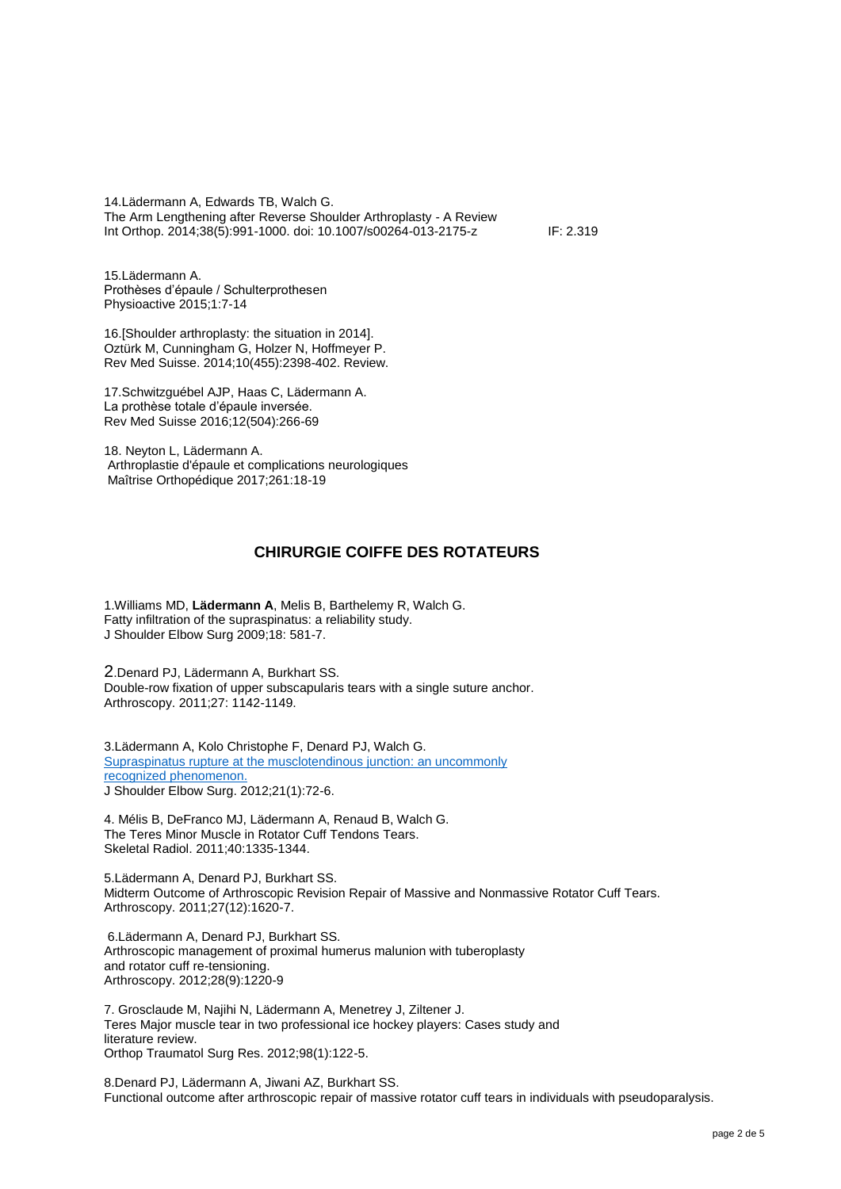14.Lädermann A, Edwards TB, Walch G.
The Arm Lengthening after Reverse Shoulder Arthroplasty - A Review
Int Orthop. 2014;38(5):991-1000. doi: 10.1007/s00264-013-2175-z IF: 2.319

15.Lädermann A.
Prothèses d'épaule / Schulterprothesen
Physioactive 2015;1:7-14

16.[Shoulder arthroplasty: the situation in 2014].
Oztürk M, Cunningham G, Holzer N, Hoffmeyer P.
Rev Med Suisse. 2014;10(455):2398-402. Review.

17.Schwitzguébel AJP, Haas C, Lädermann A.
La prothèse totale d'épaule inversée.
Rev Med Suisse 2016;12(504):266-69

18. Neyton L, Lädermann A.
Arthroplastie d'épaule et complications neurologiques
Maîtrise Orthopédique 2017;261:18-19

## CHIRURGIE COIFFE DES ROTATEURS

1.Williams MD, **Lädermann A**, Melis B, Barthelemy R, Walch G.
Fatty infiltration of the supraspinatus: a reliability study.
J Shoulder Elbow Surg 2009;18: 581-7.

2.Denard PJ, Lädermann A, Burkhart SS.
Double-row fixation of upper subscapularis tears with a single suture anchor.
Arthroscopy. 2011;27: 1142-1149.

3.Lädermann A, Kolo Christophe F, Denard PJ, Walch G.
Supraspinatus rupture at the musclotendinous junction: an uncommonly recognized phenomenon.
J Shoulder Elbow Surg. 2012;21(1):72-6.

4. Mélis B, DeFranco MJ, Lädermann A, Renaud B, Walch G.
The Teres Minor Muscle in Rotator Cuff Tendons Tears.
Skeletal Radiol. 2011;40:1335-1344.

5.Lädermann A, Denard PJ, Burkhart SS.
Midterm Outcome of Arthroscopic Revision Repair of Massive and Nonmassive Rotator Cuff Tears.
Arthroscopy. 2011;27(12):1620-7.

6.Lädermann A, Denard PJ, Burkhart SS.
Arthroscopic management of proximal humerus malunion with tuberoplasty and rotator cuff re-tensioning.
Arthroscopy. 2012;28(9):1220-9

7. Grosclaude M, Najihi N, Lädermann A, Menetrey J, Ziltener J.
Teres Major muscle tear in two professional ice hockey players: Cases study and literature review.
Orthop Traumatol Surg Res. 2012;98(1):122-5.

8.Denard PJ, Lädermann A, Jiwani AZ, Burkhart SS.
Functional outcome after arthroscopic repair of massive rotator cuff tears in individuals with pseudoparalysis.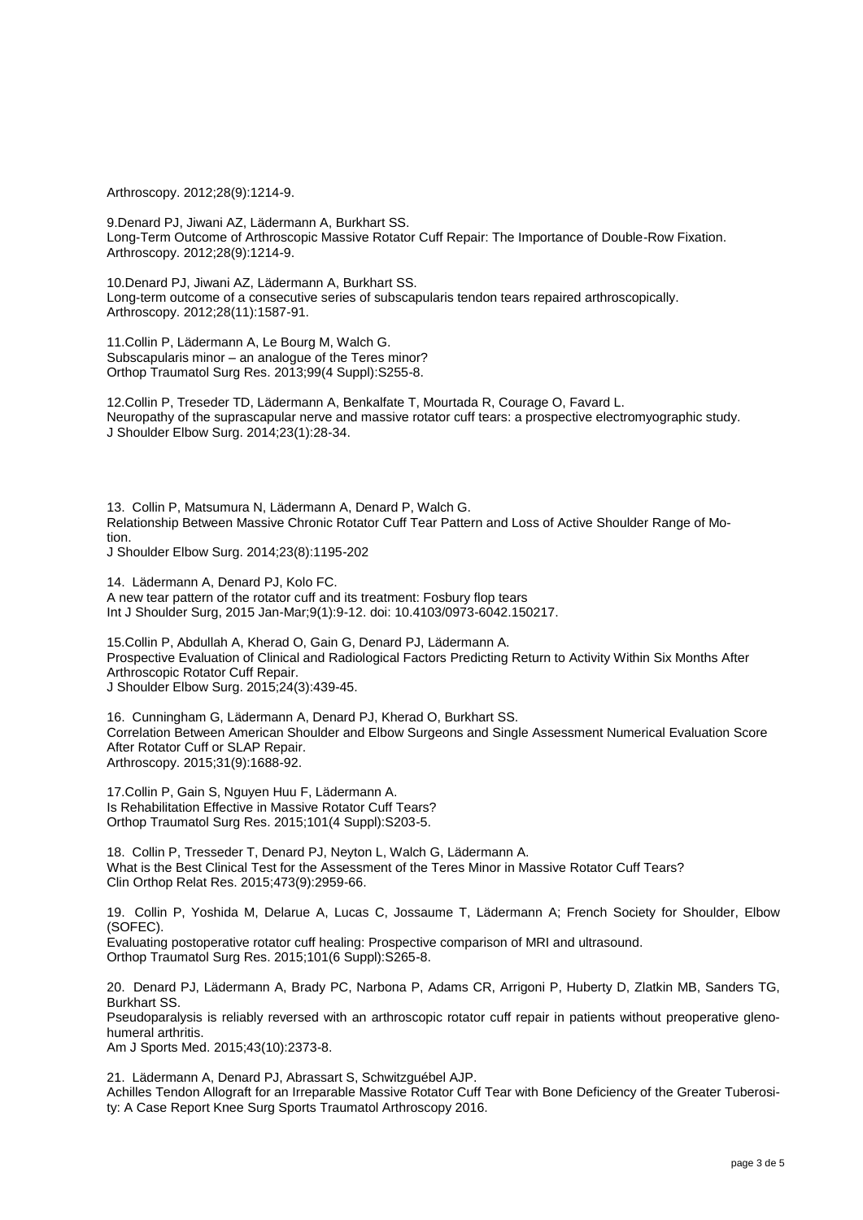Arthroscopy. 2012;28(9):1214-9.

9.Denard PJ, Jiwani AZ, Lädermann A, Burkhart SS.
Long-Term Outcome of Arthroscopic Massive Rotator Cuff Repair: The Importance of Double-Row Fixation.
Arthroscopy. 2012;28(9):1214-9.

10.Denard PJ, Jiwani AZ, Lädermann A, Burkhart SS.
Long-term outcome of a consecutive series of subscapularis tendon tears repaired arthroscopically.
Arthroscopy. 2012;28(11):1587-91.

11.Collin P, Lädermann A, Le Bourg M, Walch G.
Subscapularis minor – an analogue of the Teres minor?
Orthop Traumatol Surg Res. 2013;99(4 Suppl):S255-8.

12.Collin P, Treseder TD, Lädermann A, Benkalfate T, Mourtada R, Courage O, Favard L.
Neuropathy of the suprascapular nerve and massive rotator cuff tears: a prospective electromyographic study.
J Shoulder Elbow Surg. 2014;23(1):28-34.

13. Collin P, Matsumura N, Lädermann A, Denard P, Walch G.
Relationship Between Massive Chronic Rotator Cuff Tear Pattern and Loss of Active Shoulder Range of Motion.
J Shoulder Elbow Surg. 2014;23(8):1195-202

14. Lädermann A, Denard PJ, Kolo FC.
A new tear pattern of the rotator cuff and its treatment: Fosbury flop tears
Int J Shoulder Surg, 2015 Jan-Mar;9(1):9-12. doi: 10.4103/0973-6042.150217.

15.Collin P, Abdullah A, Kherad O, Gain G, Denard PJ, Lädermann A.
Prospective Evaluation of Clinical and Radiological Factors Predicting Return to Activity Within Six Months After Arthroscopic Rotator Cuff Repair.
J Shoulder Elbow Surg. 2015;24(3):439-45.

16. Cunningham G, Lädermann A, Denard PJ, Kherad O, Burkhart SS.
Correlation Between American Shoulder and Elbow Surgeons and Single Assessment Numerical Evaluation Score After Rotator Cuff or SLAP Repair.
Arthroscopy. 2015;31(9):1688-92.

17.Collin P, Gain S, Nguyen Huu F, Lädermann A.
Is Rehabilitation Effective in Massive Rotator Cuff Tears?
Orthop Traumatol Surg Res. 2015;101(4 Suppl):S203-5.

18. Collin P, Tresseder T, Denard PJ, Neyton L, Walch G, Lädermann A.
What is the Best Clinical Test for the Assessment of the Teres Minor in Massive Rotator Cuff Tears?
Clin Orthop Relat Res. 2015;473(9):2959-66.

19. Collin P, Yoshida M, Delarue A, Lucas C, Jossaume T, Lädermann A; French Society for Shoulder, Elbow (SOFEC).
Evaluating postoperative rotator cuff healing: Prospective comparison of MRI and ultrasound.
Orthop Traumatol Surg Res. 2015;101(6 Suppl):S265-8.

20. Denard PJ, Lädermann A, Brady PC, Narbona P, Adams CR, Arrigoni P, Huberty D, Zlatkin MB, Sanders TG, Burkhart SS.
Pseudoparalysis is reliably reversed with an arthroscopic rotator cuff repair in patients without preoperative glenohumeral arthritis.
Am J Sports Med. 2015;43(10):2373-8.

21. Lädermann A, Denard PJ, Abrassart S, Schwitzguébel AJP.
Achilles Tendon Allograft for an Irreparable Massive Rotator Cuff Tear with Bone Deficiency of the Greater Tuberosity: A Case Report Knee Surg Sports Traumatol Arthroscopy 2016.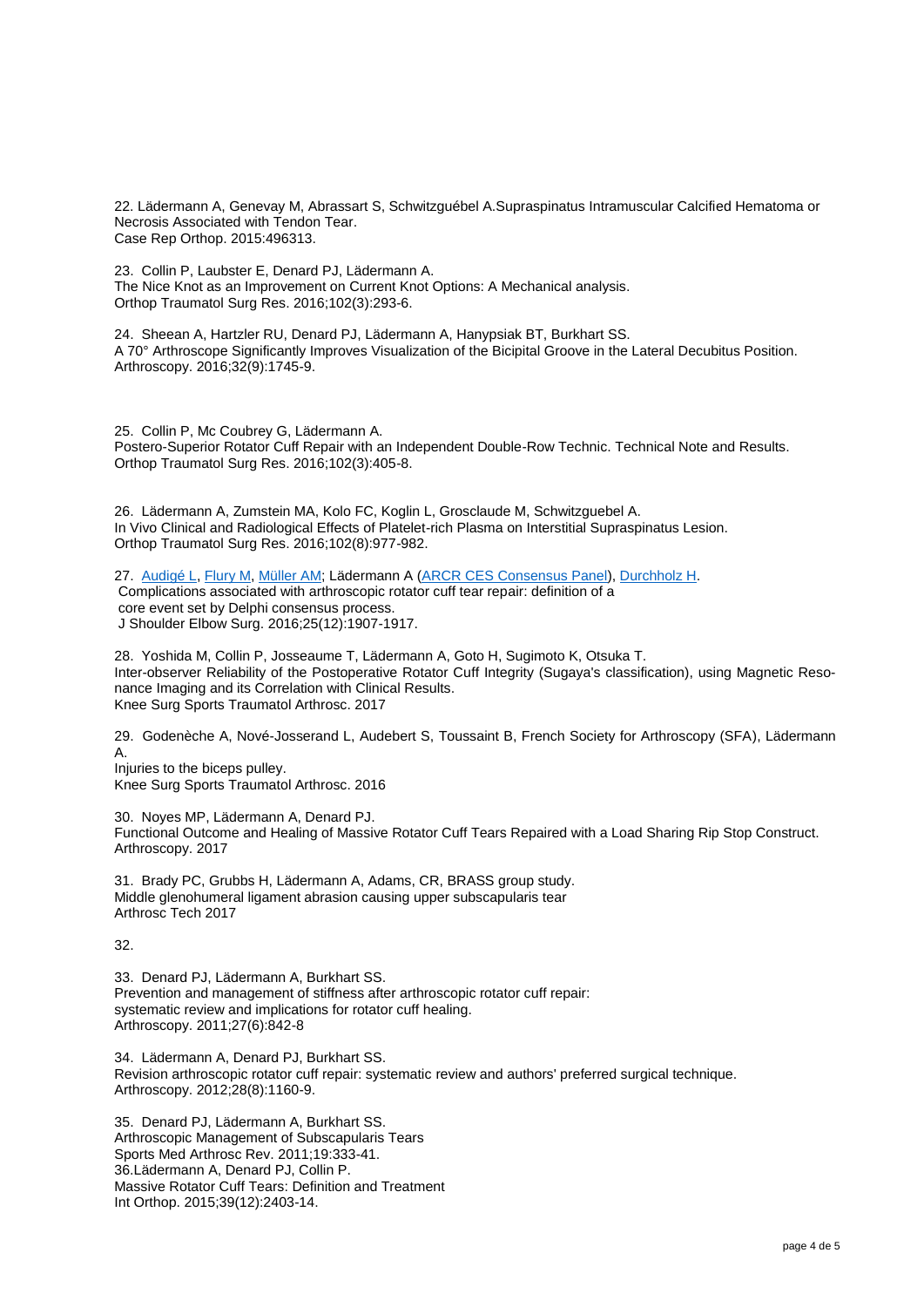22. Lädermann A, Genevay M, Abrassart S, Schwitzguébel A.Supraspinatus Intramuscular Calcified Hematoma or Necrosis Associated with Tendon Tear.
Case Rep Orthop. 2015:496313.

23. Collin P, Laubster E, Denard PJ, Lädermann A.
The Nice Knot as an Improvement on Current Knot Options: A Mechanical analysis.
Orthop Traumatol Surg Res. 2016;102(3):293-6.

24. Sheean A, Hartzler RU, Denard PJ, Lädermann A, Hanypsiak BT, Burkhart SS.
A 70° Arthroscope Significantly Improves Visualization of the Bicipital Groove in the Lateral Decubitus Position.
Arthroscopy. 2016;32(9):1745-9.

25. Collin P, Mc Coubrey G, Lädermann A.
Postero-Superior Rotator Cuff Repair with an Independent Double-Row Technic. Technical Note and Results.
Orthop Traumatol Surg Res. 2016;102(3):405-8.

26. Lädermann A, Zumstein MA, Kolo FC, Koglin L, Grosclaude M, Schwitzguebel A.
In Vivo Clinical and Radiological Effects of Platelet-rich Plasma on Interstitial Supraspinatus Lesion.
Orthop Traumatol Surg Res. 2016;102(8):977-982.

27. Audigé L, Flury M, Müller AM; Lädermann A (ARCR CES Consensus Panel), Durchholz H.
Complications associated with arthroscopic rotator cuff tear repair: definition of a core event set by Delphi consensus process.
J Shoulder Elbow Surg. 2016;25(12):1907-1917.

28. Yoshida M, Collin P, Josseaume T, Lädermann A, Goto H, Sugimoto K, Otsuka T.
Inter-observer Reliability of the Postoperative Rotator Cuff Integrity (Sugaya's classification), using Magnetic Resonance Imaging and its Correlation with Clinical Results.
Knee Surg Sports Traumatol Arthrosc. 2017

29. Godenèche A, Nové-Josserand L, Audebert S, Toussaint B, French Society for Arthroscopy (SFA), Lädermann A.
Injuries to the biceps pulley.
Knee Surg Sports Traumatol Arthrosc. 2016

30. Noyes MP, Lädermann A, Denard PJ.
Functional Outcome and Healing of Massive Rotator Cuff Tears Repaired with a Load Sharing Rip Stop Construct.
Arthroscopy. 2017

31. Brady PC, Grubbs H, Lädermann A, Adams, CR, BRASS group study.
Middle glenohumeral ligament abrasion causing upper subscapularis tear
Arthrosc Tech 2017

32.

33. Denard PJ, Lädermann A, Burkhart SS.
Prevention and management of stiffness after arthroscopic rotator cuff repair: systematic review and implications for rotator cuff healing.
Arthroscopy. 2011;27(6):842-8

34. Lädermann A, Denard PJ, Burkhart SS.
Revision arthroscopic rotator cuff repair: systematic review and authors' preferred surgical technique.
Arthroscopy. 2012;28(8):1160-9.

35. Denard PJ, Lädermann A, Burkhart SS.
Arthroscopic Management of Subscapularis Tears
Sports Med Arthrosc Rev. 2011;19:333-41.

36. Lädermann A, Denard PJ, Collin P.
Massive Rotator Cuff Tears: Definition and Treatment
Int Orthop. 2015;39(12):2403-14.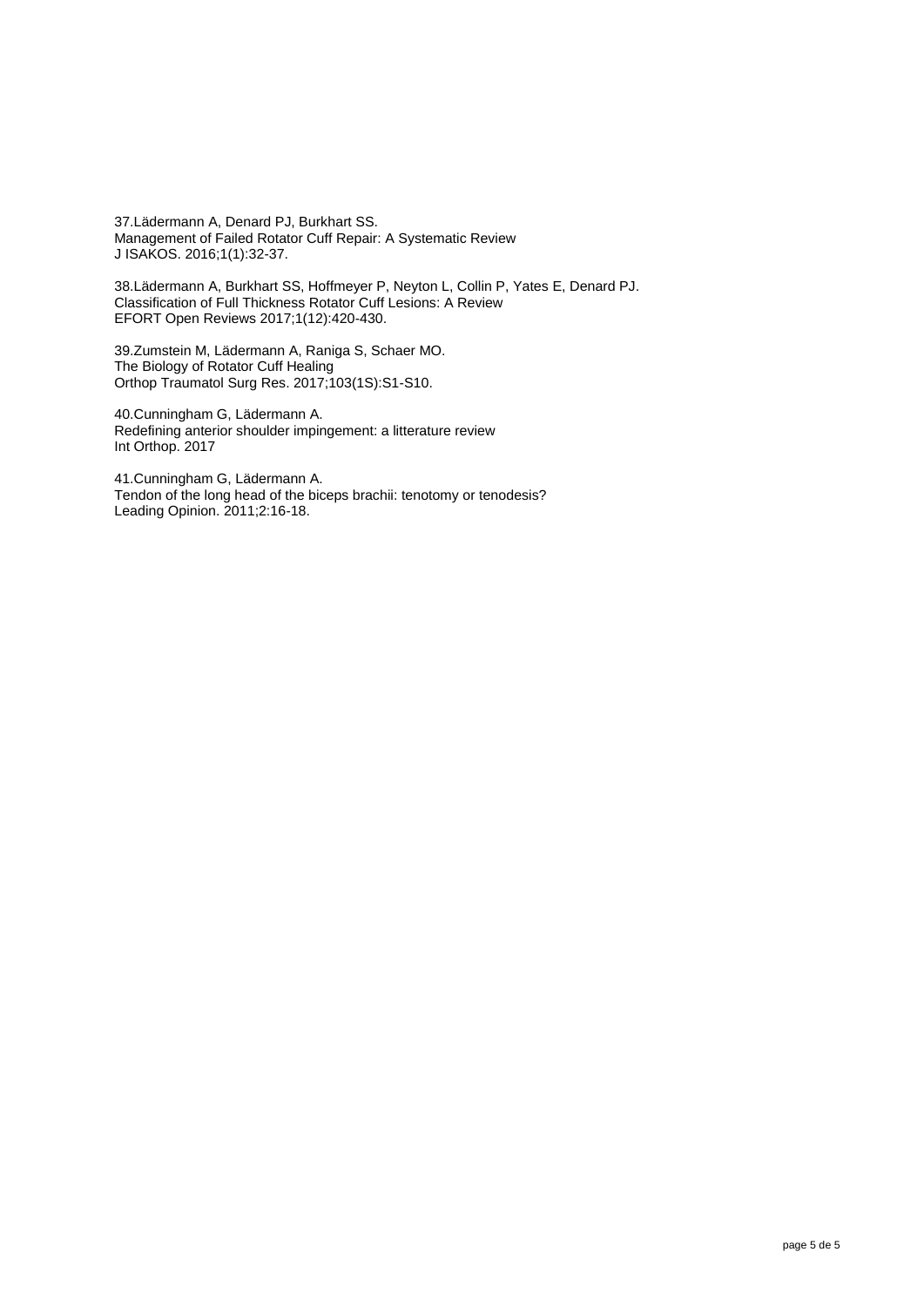37.Lädermann A, Denard PJ, Burkhart SS.
Management of Failed Rotator Cuff Repair: A Systematic Review
J ISAKOS. 2016;1(1):32-37.

38.Lädermann A, Burkhart SS, Hoffmeyer P, Neyton L, Collin P, Yates E, Denard PJ.
Classification of Full Thickness Rotator Cuff Lesions: A Review
EFORT Open Reviews 2017;1(12):420-430.

39.Zumstein M, Lädermann A, Raniga S, Schaer MO.
The Biology of Rotator Cuff Healing
Orthop Traumatol Surg Res. 2017;103(1S):S1-S10.

40.Cunningham G, Lädermann A.
Redefining anterior shoulder impingement: a litterature review
Int Orthop. 2017

41.Cunningham G, Lädermann A.
Tendon of the long head of the biceps brachii: tenotomy or tenodesis?
Leading Opinion. 2011;2:16-18.